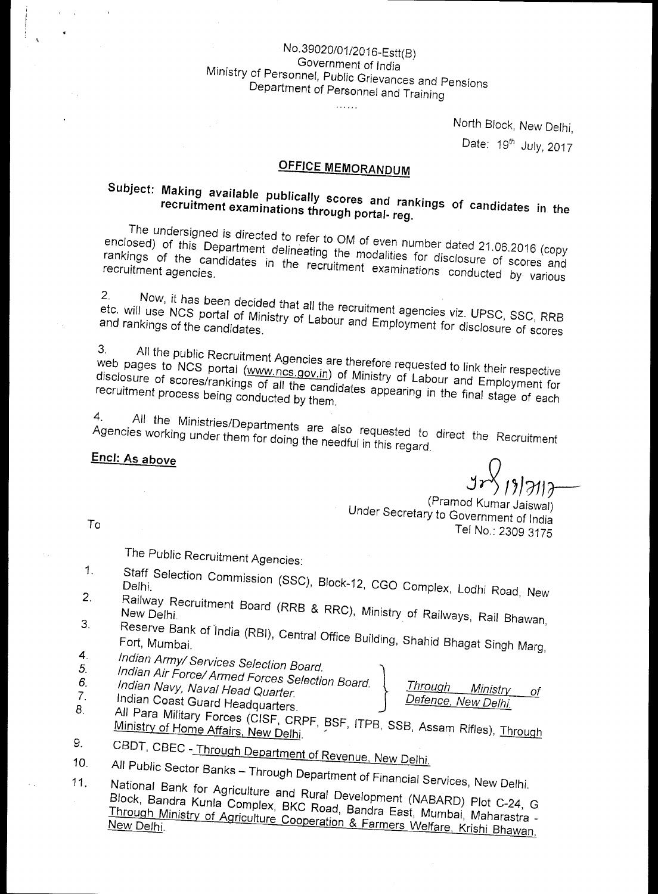No.39020/01/2016-Estt(B)
Government of India
Ministry of Personnel, Public Grievances and Pensions
Department of Personnel and Training

......

North Block, New Delhi,
Date: 19th July, 2017

## OFFICE MEMORANDUM

**Subject: Making available publically scores and rankings of candidates in the recruitment examinations through portal- reg.**

The undersigned is directed to refer to OM of even number dated 21.06.2016 (copy enclosed) of this Department delineating the modalities for disclosure of scores and rankings of the candidates in the recruitment examinations conducted by various recruitment agencies.

2. Now, it has been decided that all the recruitment agencies viz. UPSC, SSC, RRB etc. will use NCS portal of Ministry of Labour and Employment for disclosure of scores and rankings of the candidates.

3. All the public Recruitment Agencies are therefore requested to link their respective web pages to NCS portal (www.ncs.gov.in) of Ministry of Labour and Employment for disclosure of scores/rankings of all the candidates appearing in the final stage of each recruitment process being conducted by them.

4. All the Ministries/Departments are also requested to direct the Recruitment Agencies working under them for doing the needful in this regard.

**Encl: As above**

(Pramod Kumar Jaiswal)
Under Secretary to Government of India
Tel No.: 2309 3175

To

The Public Recruitment Agencies:

1. Staff Selection Commission (SSC), Block-12, CGO Complex, Lodhi Road, New Delhi.
2. Railway Recruitment Board (RRB & RRC), Ministry of Railways, Rail Bhawan, New Delhi.
3. Reserve Bank of India (RBI), Central Office Building, Shahid Bhagat Singh Marg, Fort, Mumbai.
4. *Indian Army/ Services Selection Board.*
5. *Indian Air Force/ Armed Forces Selection Board.*
6. *Indian Navy, Naval Head Quarter.*
7. Indian Coast Guard Headquarters.

   (4–7) *Through Ministry of Defence, New Delhi.*
8. All Para Military Forces (CISF, CRPF, BSF, ITPB, SSB, Assam Rifles), Through Ministry of Home Affairs, New Delhi.
9. CBDT, CBEC - Through Department of Revenue, New Delhi.
10. All Public Sector Banks – Through Department of Financial Services, New Delhi.
11. National Bank for Agriculture and Rural Development (NABARD) Plot C-24, G Block, Bandra Kunla Complex, BKC Road, Bandra East, Mumbai, Maharastra - Through Ministry of Agriculture Cooperation & Farmers Welfare, Krishi Bhawan, New Delhi.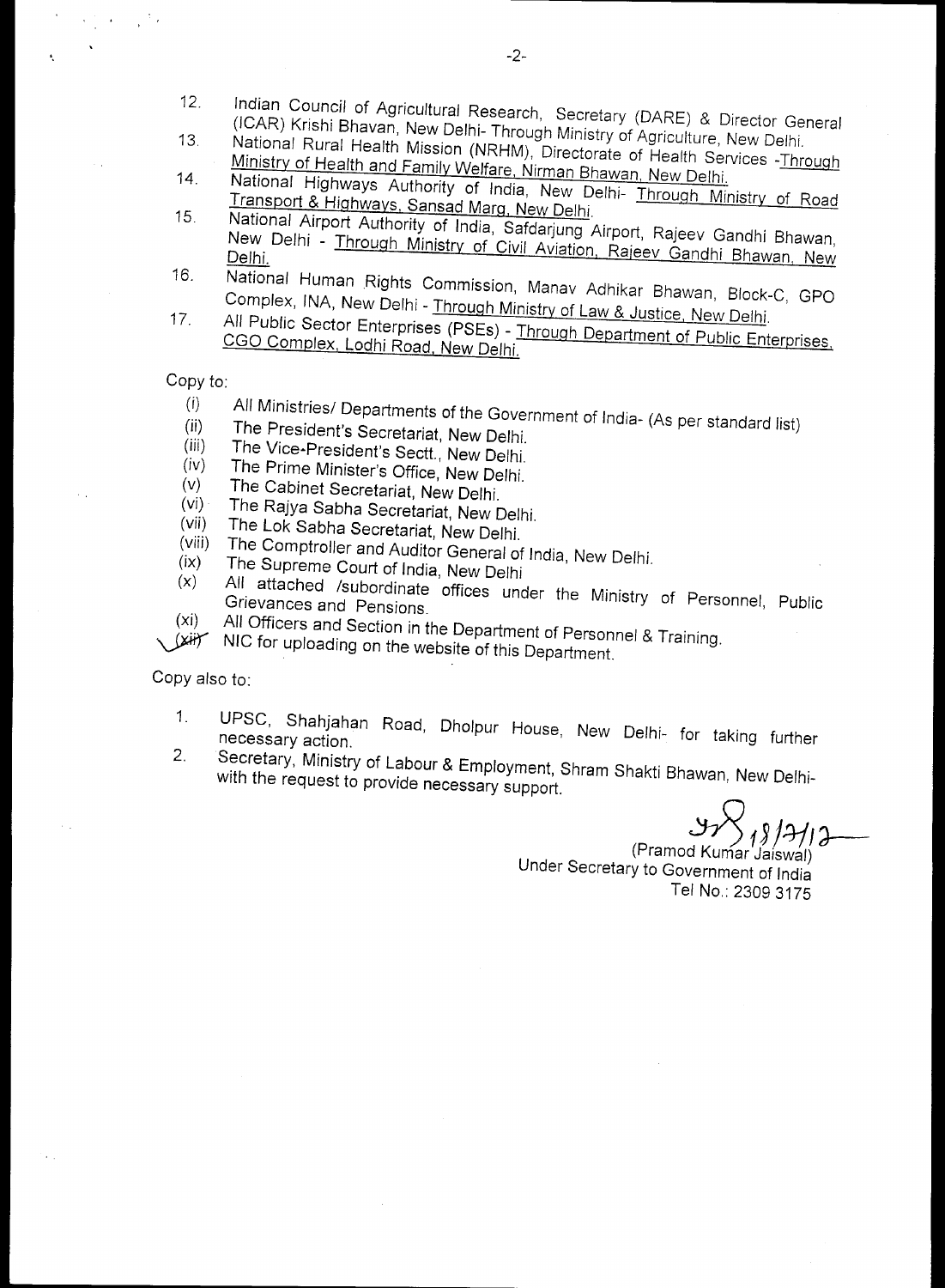12. Indian Council of Agricultural Research, Secretary (DARE) & Director General (ICAR) Krishi Bhavan, New Delhi- Through Ministry of Agriculture, New Delhi.
13. National Rural Health Mission (NRHM), Directorate of Health Services -Through Ministry of Health and Family Welfare, Nirman Bhawan, New Delhi.
14. National Highways Authority of India, New Delhi- Through Ministry of Road Transport & Highways, Sansad Marg, New Delhi.
15. National Airport Authority of India, Safdarjung Airport, Rajeev Gandhi Bhawan, New Delhi - Through Ministry of Civil Aviation, Rajeev Gandhi Bhawan, New Delhi.
16. National Human Rights Commission, Manav Adhikar Bhawan, Block-C, GPO Complex, INA, New Delhi - Through Ministry of Law & Justice, New Delhi.
17. All Public Sector Enterprises (PSEs) - Through Department of Public Enterprises, CGO Complex, Lodhi Road, New Delhi.

Copy to:

(i) All Ministries/ Departments of the Government of India- (As per standard list)
(ii) The President's Secretariat, New Delhi.
(iii) The Vice-President's Sectt., New Delhi.
(iv) The Prime Minister's Office, New Delhi.
(v) The Cabinet Secretariat, New Delhi.
(vi) The Rajya Sabha Secretariat, New Delhi.
(vii) The Lok Sabha Secretariat, New Delhi.
(viii) The Comptroller and Auditor General of India, New Delhi.
(ix) The Supreme Court of India, New Delhi
(x) All attached /subordinate offices under the Ministry of Personnel, Public Grievances and Pensions.
(xi) All Officers and Section in the Department of Personnel & Training.
(xii) NIC for uploading on the website of this Department.

Copy also to:

1. UPSC, Shahjahan Road, Dholpur House, New Delhi- for taking further necessary action.
2. Secretary, Ministry of Labour & Employment, Shram Shakti Bhawan, New Delhi- with the request to provide necessary support.

18/12/12

(Pramod Kumar Jaiswal)
Under Secretary to Government of India
Tel No.: 2309 3175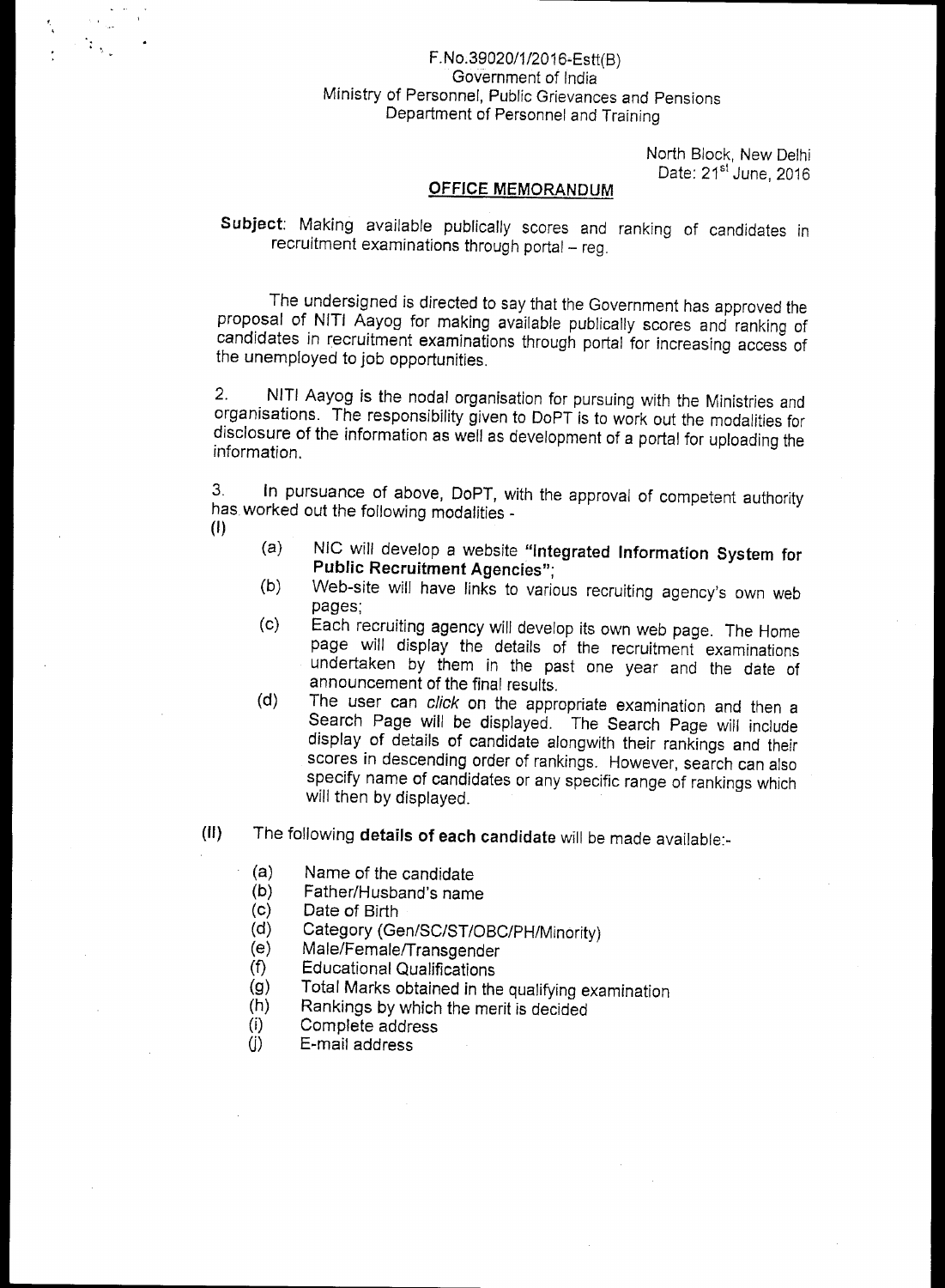F.No.39020/1/2016-Estt(B)
Government of India
Ministry of Personnel, Public Grievances and Pensions
Department of Personnel and Training

North Block, New Delhi
Date: 21st June, 2016

## OFFICE MEMORANDUM

**Subject**: Making available publically scores and ranking of candidates in recruitment examinations through portal – reg.

The undersigned is directed to say that the Government has approved the proposal of NITI Aayog for making available publically scores and ranking of candidates in recruitment examinations through portal for increasing access of the unemployed to job opportunities.

2. NITI Aayog is the nodal organisation for pursuing with the Ministries and organisations. The responsibility given to DoPT is to work out the modalities for disclosure of the information as well as development of a portal for uploading the information.

3. In pursuance of above, DoPT, with the approval of competent authority has worked out the following modalities -

**(I)**

- (a) NIC will develop a website **"Integrated Information System for Public Recruitment Agencies"**;
- (b) Web-site will have links to various recruiting agency's own web pages;
- (c) Each recruiting agency will develop its own web page. The Home page will display the details of the recruitment examinations undertaken by them in the past one year and the date of announcement of the final results.
- (d) The user can *click* on the appropriate examination and then a Search Page will be displayed. The Search Page will include display of details of candidate alongwith their rankings and their scores in descending order of rankings. However, search can also specify name of candidates or any specific range of rankings which will then by displayed.

**(II)** The following **details of each candidate** will be made available:-

- (a) Name of the candidate
- (b) Father/Husband's name
- (c) Date of Birth
- (d) Category (Gen/SC/ST/OBC/PH/Minority)
- (e) Male/Female/Transgender
- (f) Educational Qualifications
- (g) Total Marks obtained in the qualifying examination
- (h) Rankings by which the merit is decided
- (i) Complete address
- (j) E-mail address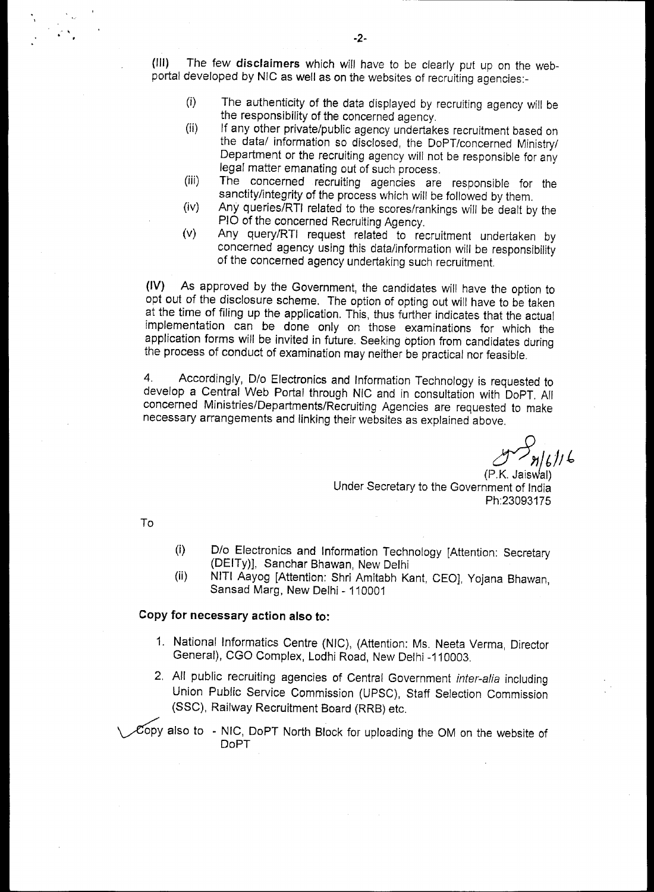(III) The few **disclaimers** which will have to be clearly put up on the web-portal developed by NIC as well as on the websites of recruiting agencies:-

(i) The authenticity of the data displayed by recruiting agency will be the responsibility of the concerned agency.

(ii) If any other private/public agency undertakes recruitment based on the data/ information so disclosed, the DoPT/concerned Ministry/ Department or the recruiting agency will not be responsible for any legal matter emanating out of such process.

(iii) The concerned recruiting agencies are responsible for the sanctity/integrity of the process which will be followed by them.

(iv) Any queries/RTI related to the scores/rankings will be dealt by the PIO of the concerned Recruiting Agency.

(v) Any query/RTI request related to recruitment undertaken by concerned agency using this data/information will be responsibility of the concerned agency undertaking such recruitment.

**(IV)** As approved by the Government, the candidates will have the option to opt out of the disclosure scheme. The option of opting out will have to be taken at the time of filing up the application. This, thus further indicates that the actual implementation can be done only on those examinations for which the application forms will be invited in future. Seeking option from candidates during the process of conduct of examination may neither be practical nor feasible.

4. Accordingly, D/o Electronics and Information Technology is requested to develop a Central Web Portal through NIC and in consultation with DoPT. All concerned Ministries/Departments/Recruiting Agencies are requested to make necessary arrangements and linking their websites as explained above.

7/6/16

(P.K. Jaiswal)
Under Secretary to the Government of India
Ph:23093175

To

(i) D/o Electronics and Information Technology [Attention: Secretary (DEITy)], Sanchar Bhawan, New Delhi

(ii) NITI Aayog [Attention: Shri Amitabh Kant, CEO], Yojana Bhawan, Sansad Marg, New Delhi - 110001

**Copy for necessary action also to:**

1. National Informatics Centre (NIC), (Attention: Ms. Neeta Verma, Director General), CGO Complex, Lodhi Road, New Delhi -110003.
2. All public recruiting agencies of Central Government *inter-alia* including Union Public Service Commission (UPSC), Staff Selection Commission (SSC), Railway Recruitment Board (RRB) etc.

Copy also to - NIC, DoPT North Block for uploading the OM on the website of DoPT